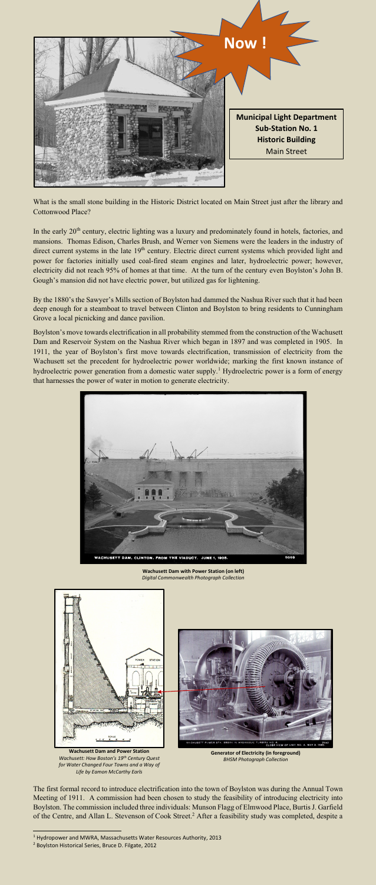**Now !**

**Municipal Light Department**
**Sub-Station No. 1**
**Historic Building**
Main Street

What is the small stone building in the Historic District located on Main Street just after the library and Cottonwood Place?

In the early 20th century, electric lighting was a luxury and predominately found in hotels, factories, and mansions. Thomas Edison, Charles Brush, and Werner von Siemens were the leaders in the industry of direct current systems in the late 19th century. Electric direct current systems which provided light and power for factories initially used coal-fired steam engines and later, hydroelectric power; however, electricity did not reach 95% of homes at that time. At the turn of the century even Boylston's John B. Gough's mansion did not have electric power, but utilized gas for lightening.

By the 1880's the Sawyer's Mills section of Boylston had dammed the Nashua River such that it had been deep enough for a steamboat to travel between Clinton and Boylston to bring residents to Cunningham Grove a local picnicking and dance pavilion.

Boylston's move towards electrification in all probability stemmed from the construction of the Wachusett Dam and Reservoir System on the Nashua River which began in 1897 and was completed in 1905. In 1911, the year of Boylston's first move towards electrification, transmission of electricity from the Wachusett set the precedent for hydroelectric power worldwide; marking the first known instance of hydroelectric power generation from a domestic water supply.[1] Hydroelectric power is a form of energy that harnesses the power of water in motion to generate electricity.

**Wachusett Dam with Power Station (on left)**
*Digital Commonwealth Photograph Collection*

**Wachusett Dam and Power Station**
*Wachusett: How Boston's 19th Century Quest for Water Changed Four Towns and a Way of Life by Eamon McCarthy Earls*

**Generator of Electricity (in foreground)**
*BHSM Photograph Collection*

The first formal record to introduce electrification into the town of Boylston was during the Annual Town Meeting of 1911. A commission had been chosen to study the feasibility of introducing electricity into Boylston. The commission included three individuals: Munson Flagg of Elmwood Place, Burtis J. Garfield of the Centre, and Allan L. Stevenson of Cook Street.[2] After a feasibility study was completed, despite a

[1] Hydropower and MWRA, Massachusetts Water Resources Authority, 2013
[2] Boylston Historical Series, Bruce D. Filgate, 2012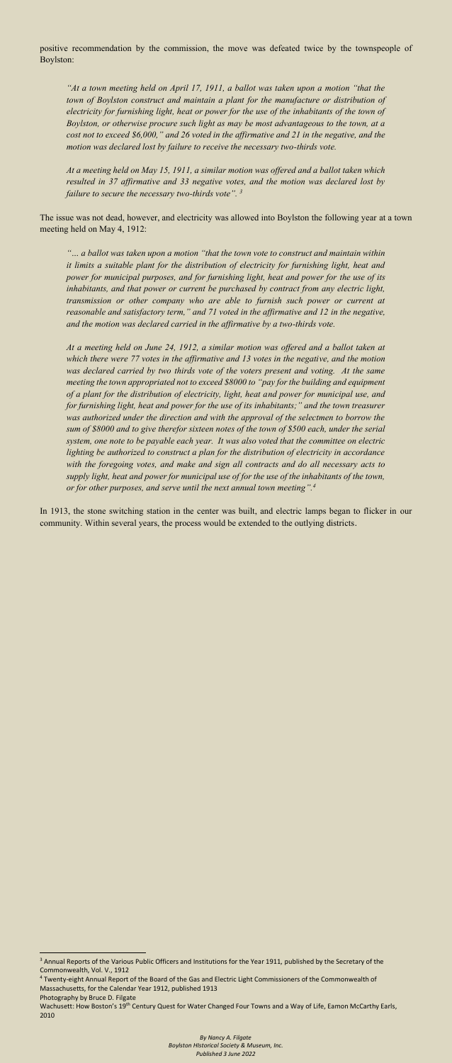positive recommendation by the commission, the move was defeated twice by the townspeople of Boylston:

> *"At a town meeting held on April 17, 1911, a ballot was taken upon a motion "that the town of Boylston construct and maintain a plant for the manufacture or distribution of electricity for furnishing light, heat or power for the use of the inhabitants of the town of Boylston, or otherwise procure such light as may be most advantageous to the town, at a cost not to exceed $6,000," and 26 voted in the affirmative and 21 in the negative, and the motion was declared lost by failure to receive the necessary two-thirds vote.*
>
> *At a meeting held on May 15, 1911, a similar motion was offered and a ballot taken which resulted in 37 affirmative and 33 negative votes, and the motion was declared lost by failure to secure the necessary two-thirds vote".* [3]

The issue was not dead, however, and electricity was allowed into Boylston the following year at a town meeting held on May 4, 1912:

> *"… a ballot was taken upon a motion "that the town vote to construct and maintain within it limits a suitable plant for the distribution of electricity for furnishing light, heat and power for municipal purposes, and for furnishing light, heat and power for the use of its inhabitants, and that power or current be purchased by contract from any electric light, transmission or other company who are able to furnish such power or current at reasonable and satisfactory term," and 71 voted in the affirmative and 12 in the negative, and the motion was declared carried in the affirmative by a two-thirds vote.*
>
> *At a meeting held on June 24, 1912, a similar motion was offered and a ballot taken at which there were 77 votes in the affirmative and 13 votes in the negative, and the motion was declared carried by two thirds vote of the voters present and voting. At the same meeting the town appropriated not to exceed $8000 to "pay for the building and equipment of a plant for the distribution of electricity, light, heat and power for municipal use, and for furnishing light, heat and power for the use of its inhabitants;" and the town treasurer was authorized under the direction and with the approval of the selectmen to borrow the sum of $8000 and to give therefor sixteen notes of the town of $500 each, under the serial system, one note to be payable each year. It was also voted that the committee on electric lighting be authorized to construct a plan for the distribution of electricity in accordance with the foregoing votes, and make and sign all contracts and do all necessary acts to supply light, heat and power for municipal use of for the use of the inhabitants of the town, or for other purposes, and serve until the next annual town meeting".* [4]

In 1913, the stone switching station in the center was built, and electric lamps began to flicker in our community. Within several years, the process would be extended to the outlying districts.

---

[3] Annual Reports of the Various Public Officers and Institutions for the Year 1911, published by the Secretary of the Commonwealth, Vol. V., 1912

[4] Twenty-eight Annual Report of the Board of the Gas and Electric Light Commissioners of the Commonwealth of Massachusetts, for the Calendar Year 1912, published 1913

Photography by Bruce D. Filgate

Wachusett: How Boston's 19th Century Quest for Water Changed Four Towns and a Way of Life, Eamon McCarthy Earls, 2010

*By Nancy A. Filgate*
*Boylston Historical Society & Museum, Inc.*
*Published 3 June 2022*